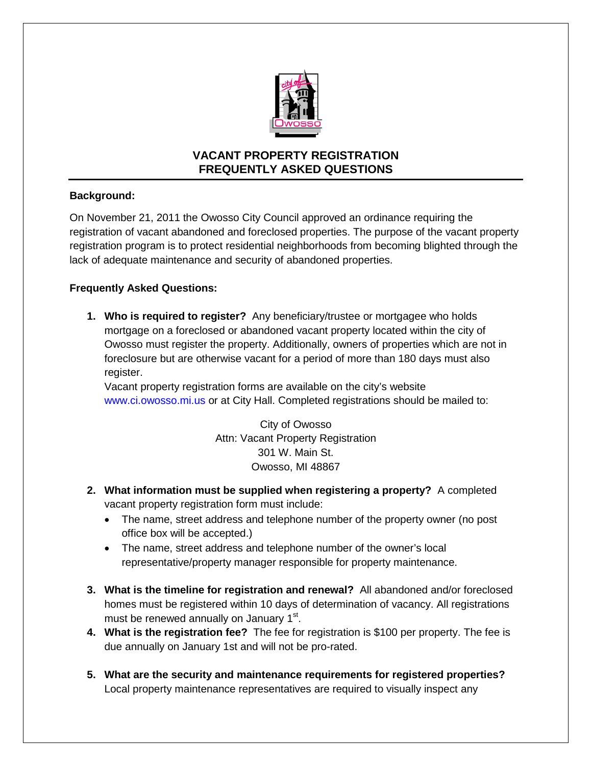# VACANT PROPERTY REGISTRATION
# FREQUENTLY ASKED QUESTIONS

**Background:**

On November 21, 2011 the Owosso City Council approved an ordinance requiring the registration of vacant abandoned and foreclosed properties. The purpose of the vacant property registration program is to protect residential neighborhoods from becoming blighted through the lack of adequate maintenance and security of abandoned properties.

**Frequently Asked Questions:**

1. **Who is required to register?** Any beneficiary/trustee or mortgagee who holds mortgage on a foreclosed or abandoned vacant property located within the city of Owosso must register the property. Additionally, owners of properties which are not in foreclosure but are otherwise vacant for a period of more than 180 days must also register.
   Vacant property registration forms are available on the city's website www.ci.owosso.mi.us or at City Hall. Completed registrations should be mailed to:

   City of Owosso
   Attn: Vacant Property Registration
   301 W. Main St.
   Owosso, MI 48867

2. **What information must be supplied when registering a property?** A completed vacant property registration form must include:
   - The name, street address and telephone number of the property owner (no post office box will be accepted.)
   - The name, street address and telephone number of the owner's local representative/property manager responsible for property maintenance.

3. **What is the timeline for registration and renewal?** All abandoned and/or foreclosed homes must be registered within 10 days of determination of vacancy. All registrations must be renewed annually on January 1st.
4. **What is the registration fee?** The fee for registration is $100 per property. The fee is due annually on January 1st and will not be pro-rated.

5. **What are the security and maintenance requirements for registered properties?** Local property maintenance representatives are required to visually inspect any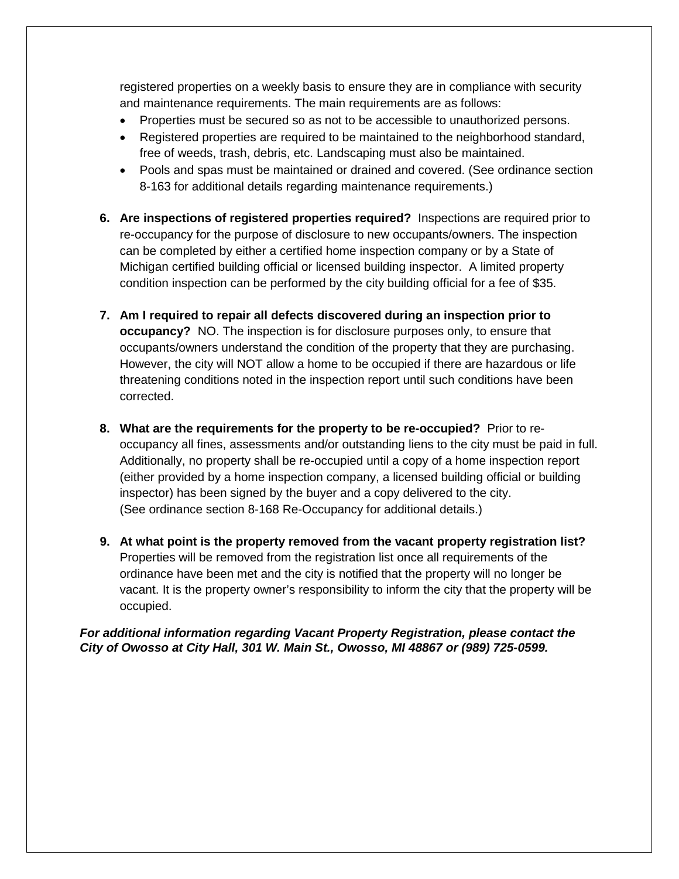registered properties on a weekly basis to ensure they are in compliance with security and maintenance requirements. The main requirements are as follows:

- Properties must be secured so as not to be accessible to unauthorized persons.
- Registered properties are required to be maintained to the neighborhood standard, free of weeds, trash, debris, etc. Landscaping must also be maintained.
- Pools and spas must be maintained or drained and covered. (See ordinance section 8-163 for additional details regarding maintenance requirements.)

6. **Are inspections of registered properties required?** Inspections are required prior to re-occupancy for the purpose of disclosure to new occupants/owners. The inspection can be completed by either a certified home inspection company or by a State of Michigan certified building official or licensed building inspector. A limited property condition inspection can be performed by the city building official for a fee of $35.

7. **Am I required to repair all defects discovered during an inspection prior to occupancy?** NO. The inspection is for disclosure purposes only, to ensure that occupants/owners understand the condition of the property that they are purchasing. However, the city will NOT allow a home to be occupied if there are hazardous or life threatening conditions noted in the inspection report until such conditions have been corrected.

8. **What are the requirements for the property to be re-occupied?** Prior to re-occupancy all fines, assessments and/or outstanding liens to the city must be paid in full. Additionally, no property shall be re-occupied until a copy of a home inspection report (either provided by a home inspection company, a licensed building official or building inspector) has been signed by the buyer and a copy delivered to the city. (See ordinance section 8-168 Re-Occupancy for additional details.)

9. **At what point is the property removed from the vacant property registration list?** Properties will be removed from the registration list once all requirements of the ordinance have been met and the city is notified that the property will no longer be vacant. It is the property owner's responsibility to inform the city that the property will be occupied.

***For additional information regarding Vacant Property Registration, please contact the City of Owosso at City Hall, 301 W. Main St., Owosso, MI 48867 or (989) 725-0599.***